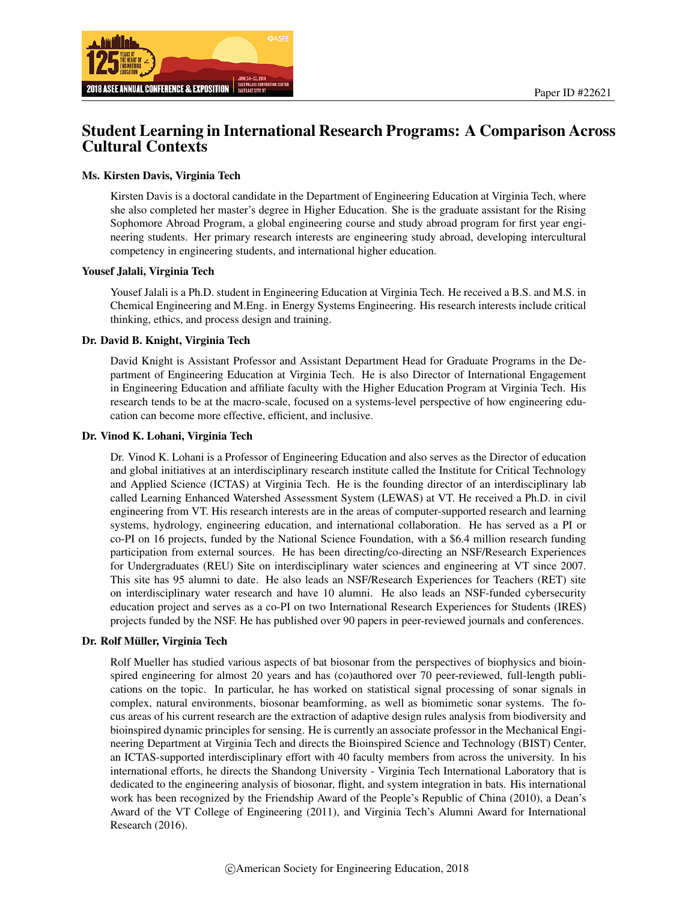Paper ID #22621

# Student Learning in International Research Programs: A Comparison Across Cultural Contexts

### Ms. Kirsten Davis, Virginia Tech

Kirsten Davis is a doctoral candidate in the Department of Engineering Education at Virginia Tech, where she also completed her master's degree in Higher Education. She is the graduate assistant for the Rising Sophomore Abroad Program, a global engineering course and study abroad program for first year engineering students. Her primary research interests are engineering study abroad, developing intercultural competency in engineering students, and international higher education.

### Yousef Jalali, Virginia Tech

Yousef Jalali is a Ph.D. student in Engineering Education at Virginia Tech. He received a B.S. and M.S. in Chemical Engineering and M.Eng. in Energy Systems Engineering. His research interests include critical thinking, ethics, and process design and training.

### Dr. David B. Knight, Virginia Tech

David Knight is Assistant Professor and Assistant Department Head for Graduate Programs in the Department of Engineering Education at Virginia Tech. He is also Director of International Engagement in Engineering Education and affiliate faculty with the Higher Education Program at Virginia Tech. His research tends to be at the macro-scale, focused on a systems-level perspective of how engineering education can become more effective, efficient, and inclusive.

### Dr. Vinod K. Lohani, Virginia Tech

Dr. Vinod K. Lohani is a Professor of Engineering Education and also serves as the Director of education and global initiatives at an interdisciplinary research institute called the Institute for Critical Technology and Applied Science (ICTAS) at Virginia Tech. He is the founding director of an interdisciplinary lab called Learning Enhanced Watershed Assessment System (LEWAS) at VT. He received a Ph.D. in civil engineering from VT. His research interests are in the areas of computer-supported research and learning systems, hydrology, engineering education, and international collaboration. He has served as a PI or co-PI on 16 projects, funded by the National Science Foundation, with a $6.4 million research funding participation from external sources. He has been directing/co-directing an NSF/Research Experiences for Undergraduates (REU) Site on interdisciplinary water sciences and engineering at VT since 2007. This site has 95 alumni to date. He also leads an NSF/Research Experiences for Teachers (RET) site on interdisciplinary water research and have 10 alumni. He also leads an NSF-funded cybersecurity education project and serves as a co-PI on two International Research Experiences for Students (IRES) projects funded by the NSF. He has published over 90 papers in peer-reviewed journals and conferences.

### Dr. Rolf Müller, Virginia Tech

Rolf Mueller has studied various aspects of bat biosonar from the perspectives of biophysics and bioinspired engineering for almost 20 years and has (co)authored over 70 peer-reviewed, full-length publications on the topic. In particular, he has worked on statistical signal processing of sonar signals in complex, natural environments, biosonar beamforming, as well as biomimetic sonar systems. The focus areas of his current research are the extraction of adaptive design rules analysis from biodiversity and bioinspired dynamic principles for sensing. He is currently an associate professor in the Mechanical Engineering Department at Virginia Tech and directs the Bioinspired Science and Technology (BIST) Center, an ICTAS-supported interdisciplinary effort with 40 faculty members from across the university. In his international efforts, he directs the Shandong University - Virginia Tech International Laboratory that is dedicated to the engineering analysis of biosonar, flight, and system integration in bats. His international work has been recognized by the Friendship Award of the People's Republic of China (2010), a Dean's Award of the VT College of Engineering (2011), and Virginia Tech's Alumni Award for International Research (2016).

©American Society for Engineering Education, 2018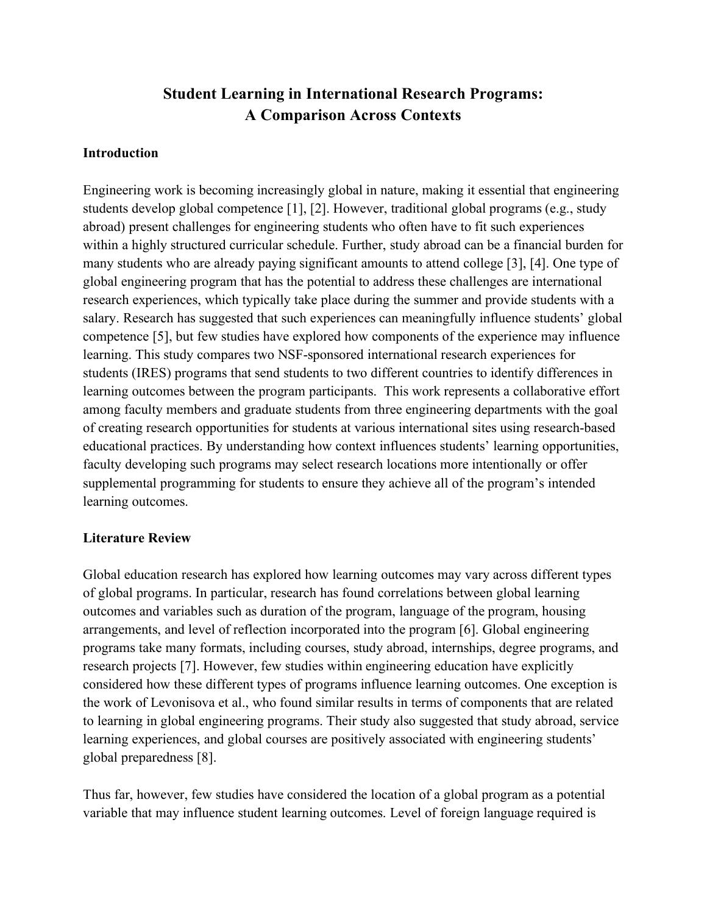# Student Learning in International Research Programs: A Comparison Across Contexts

## Introduction

Engineering work is becoming increasingly global in nature, making it essential that engineering students develop global competence [1], [2]. However, traditional global programs (e.g., study abroad) present challenges for engineering students who often have to fit such experiences within a highly structured curricular schedule. Further, study abroad can be a financial burden for many students who are already paying significant amounts to attend college [3], [4]. One type of global engineering program that has the potential to address these challenges are international research experiences, which typically take place during the summer and provide students with a salary. Research has suggested that such experiences can meaningfully influence students' global competence [5], but few studies have explored how components of the experience may influence learning. This study compares two NSF-sponsored international research experiences for students (IRES) programs that send students to two different countries to identify differences in learning outcomes between the program participants. This work represents a collaborative effort among faculty members and graduate students from three engineering departments with the goal of creating research opportunities for students at various international sites using research-based educational practices. By understanding how context influences students' learning opportunities, faculty developing such programs may select research locations more intentionally or offer supplemental programming for students to ensure they achieve all of the program's intended learning outcomes.

## Literature Review

Global education research has explored how learning outcomes may vary across different types of global programs. In particular, research has found correlations between global learning outcomes and variables such as duration of the program, language of the program, housing arrangements, and level of reflection incorporated into the program [6]. Global engineering programs take many formats, including courses, study abroad, internships, degree programs, and research projects [7]. However, few studies within engineering education have explicitly considered how these different types of programs influence learning outcomes. One exception is the work of Levonisova et al., who found similar results in terms of components that are related to learning in global engineering programs. Their study also suggested that study abroad, service learning experiences, and global courses are positively associated with engineering students' global preparedness [8].

Thus far, however, few studies have considered the location of a global program as a potential variable that may influence student learning outcomes. Level of foreign language required is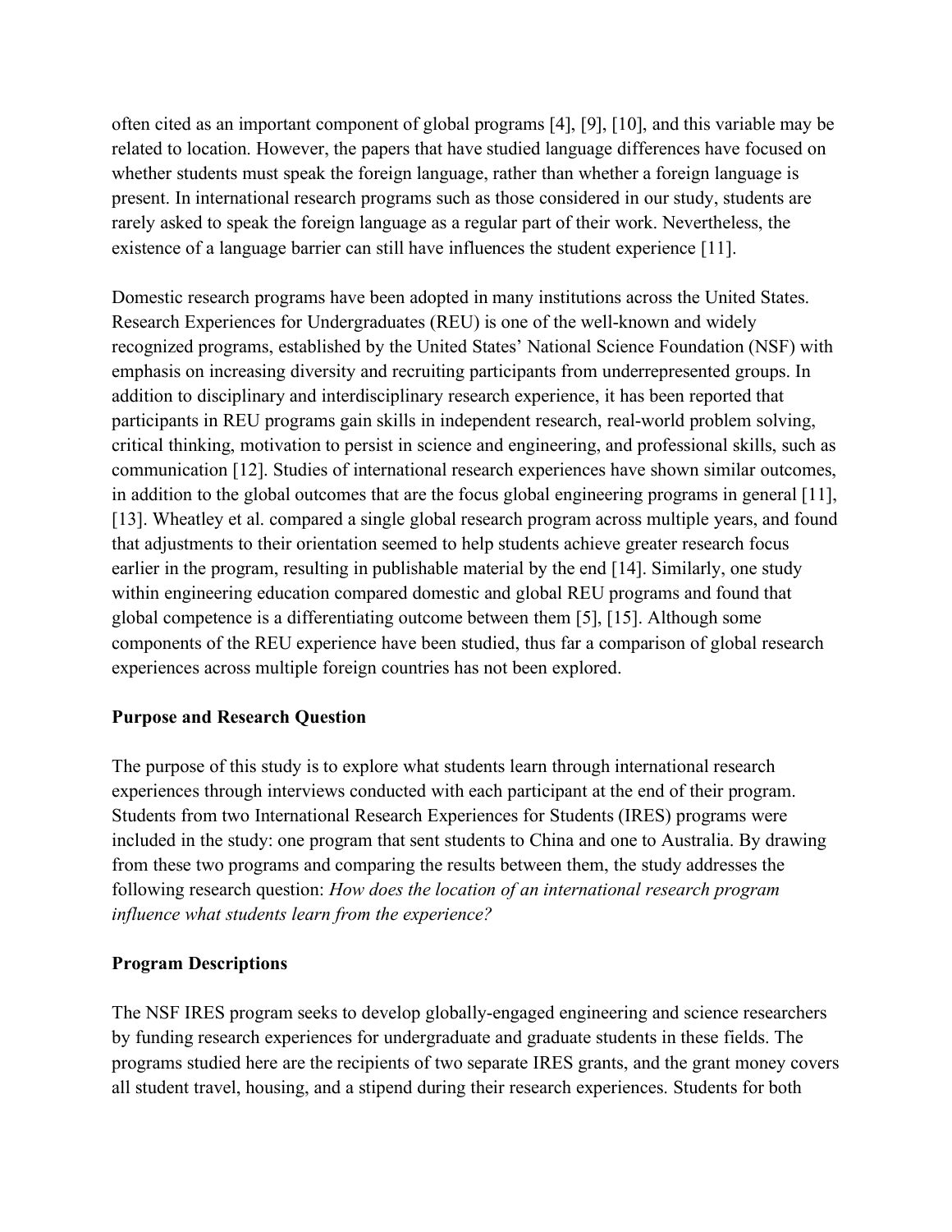often cited as an important component of global programs [4], [9], [10], and this variable may be related to location. However, the papers that have studied language differences have focused on whether students must speak the foreign language, rather than whether a foreign language is present. In international research programs such as those considered in our study, students are rarely asked to speak the foreign language as a regular part of their work. Nevertheless, the existence of a language barrier can still have influences the student experience [11].

Domestic research programs have been adopted in many institutions across the United States. Research Experiences for Undergraduates (REU) is one of the well-known and widely recognized programs, established by the United States' National Science Foundation (NSF) with emphasis on increasing diversity and recruiting participants from underrepresented groups. In addition to disciplinary and interdisciplinary research experience, it has been reported that participants in REU programs gain skills in independent research, real-world problem solving, critical thinking, motivation to persist in science and engineering, and professional skills, such as communication [12]. Studies of international research experiences have shown similar outcomes, in addition to the global outcomes that are the focus global engineering programs in general [11], [13]. Wheatley et al. compared a single global research program across multiple years, and found that adjustments to their orientation seemed to help students achieve greater research focus earlier in the program, resulting in publishable material by the end [14]. Similarly, one study within engineering education compared domestic and global REU programs and found that global competence is a differentiating outcome between them [5], [15]. Although some components of the REU experience have been studied, thus far a comparison of global research experiences across multiple foreign countries has not been explored.

## Purpose and Research Question

The purpose of this study is to explore what students learn through international research experiences through interviews conducted with each participant at the end of their program. Students from two International Research Experiences for Students (IRES) programs were included in the study: one program that sent students to China and one to Australia. By drawing from these two programs and comparing the results between them, the study addresses the following research question: *How does the location of an international research program influence what students learn from the experience?*

## Program Descriptions

The NSF IRES program seeks to develop globally-engaged engineering and science researchers by funding research experiences for undergraduate and graduate students in these fields. The programs studied here are the recipients of two separate IRES grants, and the grant money covers all student travel, housing, and a stipend during their research experiences. Students for both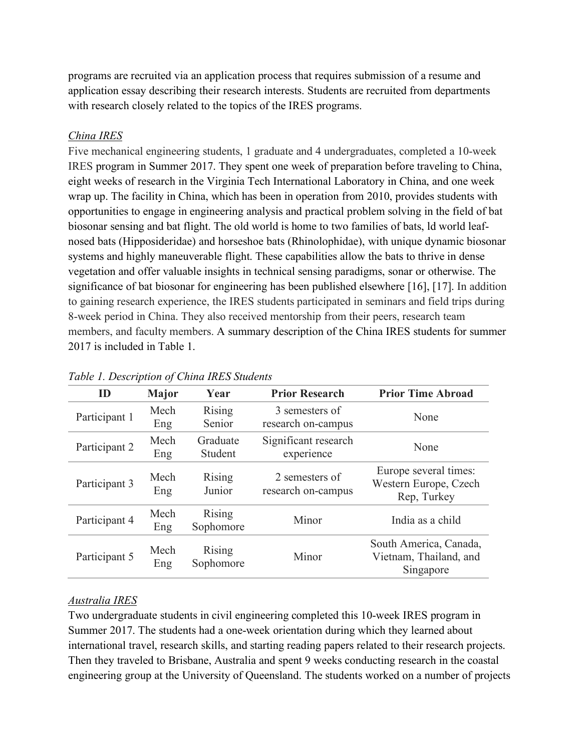programs are recruited via an application process that requires submission of a resume and application essay describing their research interests. Students are recruited from departments with research closely related to the topics of the IRES programs.

*China IRES*

Five mechanical engineering students, 1 graduate and 4 undergraduates, completed a 10-week IRES program in Summer 2017. They spent one week of preparation before traveling to China, eight weeks of research in the Virginia Tech International Laboratory in China, and one week wrap up. The facility in China, which has been in operation from 2010, provides students with opportunities to engage in engineering analysis and practical problem solving in the field of bat biosonar sensing and bat flight. The old world is home to two families of bats, ld world leaf-nosed bats (Hipposideridae) and horseshoe bats (Rhinolophidae), with unique dynamic biosonar systems and highly maneuverable flight. These capabilities allow the bats to thrive in dense vegetation and offer valuable insights in technical sensing paradigms, sonar or otherwise. The significance of bat biosonar for engineering has been published elsewhere [16], [17]. In addition to gaining research experience, the IRES students participated in seminars and field trips during 8-week period in China. They also received mentorship from their peers, research team members, and faculty members. A summary description of the China IRES students for summer 2017 is included in Table 1.

*Table 1. Description of China IRES Students*

| ID | Major | Year | Prior Research | Prior Time Abroad |
|---|---|---|---|---|
| Participant 1 | Mech Eng | Rising Senior | 3 semesters of research on-campus | None |
| Participant 2 | Mech Eng | Graduate Student | Significant research experience | None |
| Participant 3 | Mech Eng | Rising Junior | 2 semesters of research on-campus | Europe several times: Western Europe, Czech Rep, Turkey |
| Participant 4 | Mech Eng | Rising Sophomore | Minor | India as a child |
| Participant 5 | Mech Eng | Rising Sophomore | Minor | South America, Canada, Vietnam, Thailand, and Singapore |

*Australia IRES*

Two undergraduate students in civil engineering completed this 10-week IRES program in Summer 2017. The students had a one-week orientation during which they learned about international travel, research skills, and starting reading papers related to their research projects. Then they traveled to Brisbane, Australia and spent 9 weeks conducting research in the coastal engineering group at the University of Queensland. The students worked on a number of projects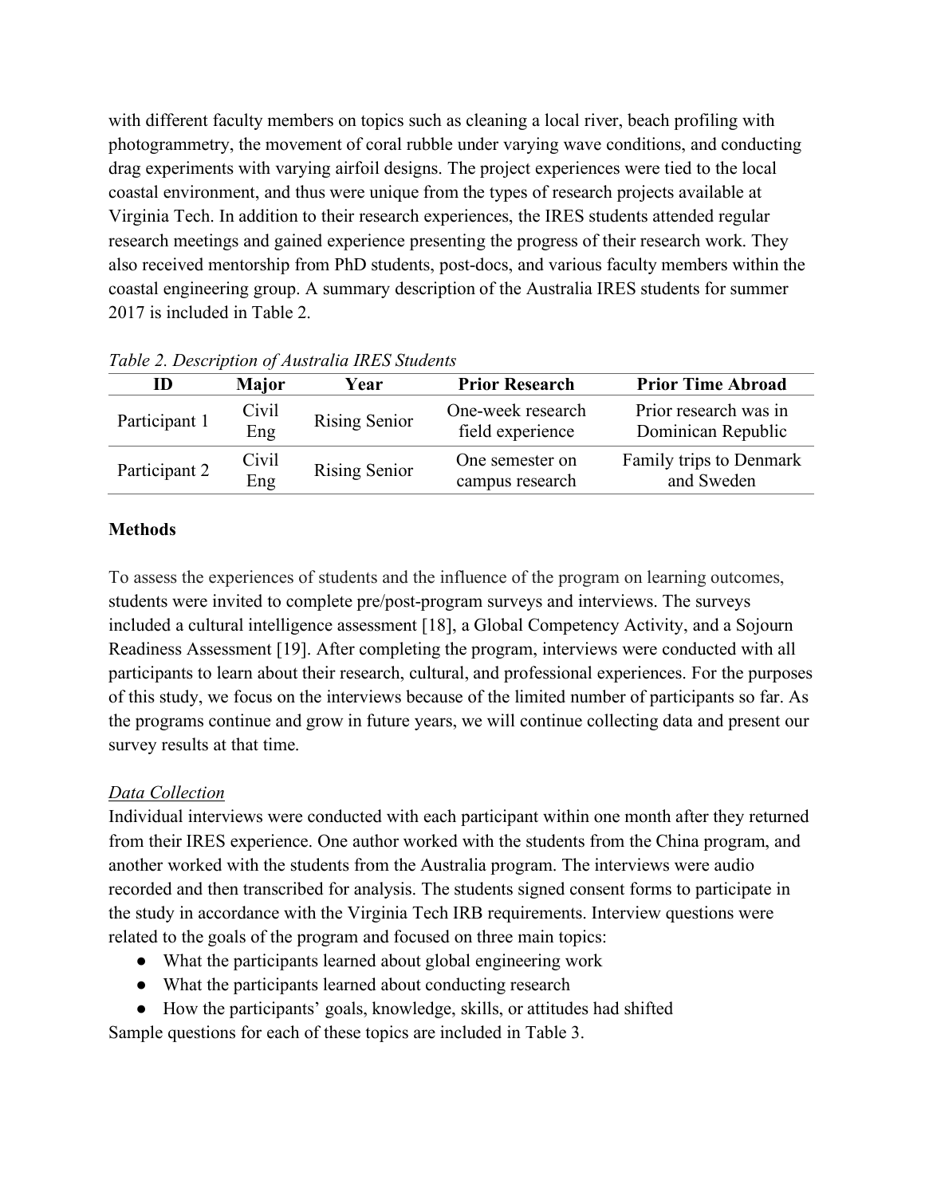with different faculty members on topics such as cleaning a local river, beach profiling with photogrammetry, the movement of coral rubble under varying wave conditions, and conducting drag experiments with varying airfoil designs. The project experiences were tied to the local coastal environment, and thus were unique from the types of research projects available at Virginia Tech. In addition to their research experiences, the IRES students attended regular research meetings and gained experience presenting the progress of their research work. They also received mentorship from PhD students, post-docs, and various faculty members within the coastal engineering group. A summary description of the Australia IRES students for summer 2017 is included in Table 2.

*Table 2. Description of Australia IRES Students*

| ID | Major | Year | Prior Research | Prior Time Abroad |
|---|---|---|---|---|
| Participant 1 | Civil Eng | Rising Senior | One-week research field experience | Prior research was in Dominican Republic |
| Participant 2 | Civil Eng | Rising Senior | One semester on campus research | Family trips to Denmark and Sweden |

**Methods**

To assess the experiences of students and the influence of the program on learning outcomes, students were invited to complete pre/post-program surveys and interviews. The surveys included a cultural intelligence assessment [18], a Global Competency Activity, and a Sojourn Readiness Assessment [19]. After completing the program, interviews were conducted with all participants to learn about their research, cultural, and professional experiences. For the purposes of this study, we focus on the interviews because of the limited number of participants so far. As the programs continue and grow in future years, we will continue collecting data and present our survey results at that time.

*Data Collection*

Individual interviews were conducted with each participant within one month after they returned from their IRES experience. One author worked with the students from the China program, and another worked with the students from the Australia program. The interviews were audio recorded and then transcribed for analysis. The students signed consent forms to participate in the study in accordance with the Virginia Tech IRB requirements. Interview questions were related to the goals of the program and focused on three main topics:

- What the participants learned about global engineering work
- What the participants learned about conducting research
- How the participants' goals, knowledge, skills, or attitudes had shifted

Sample questions for each of these topics are included in Table 3.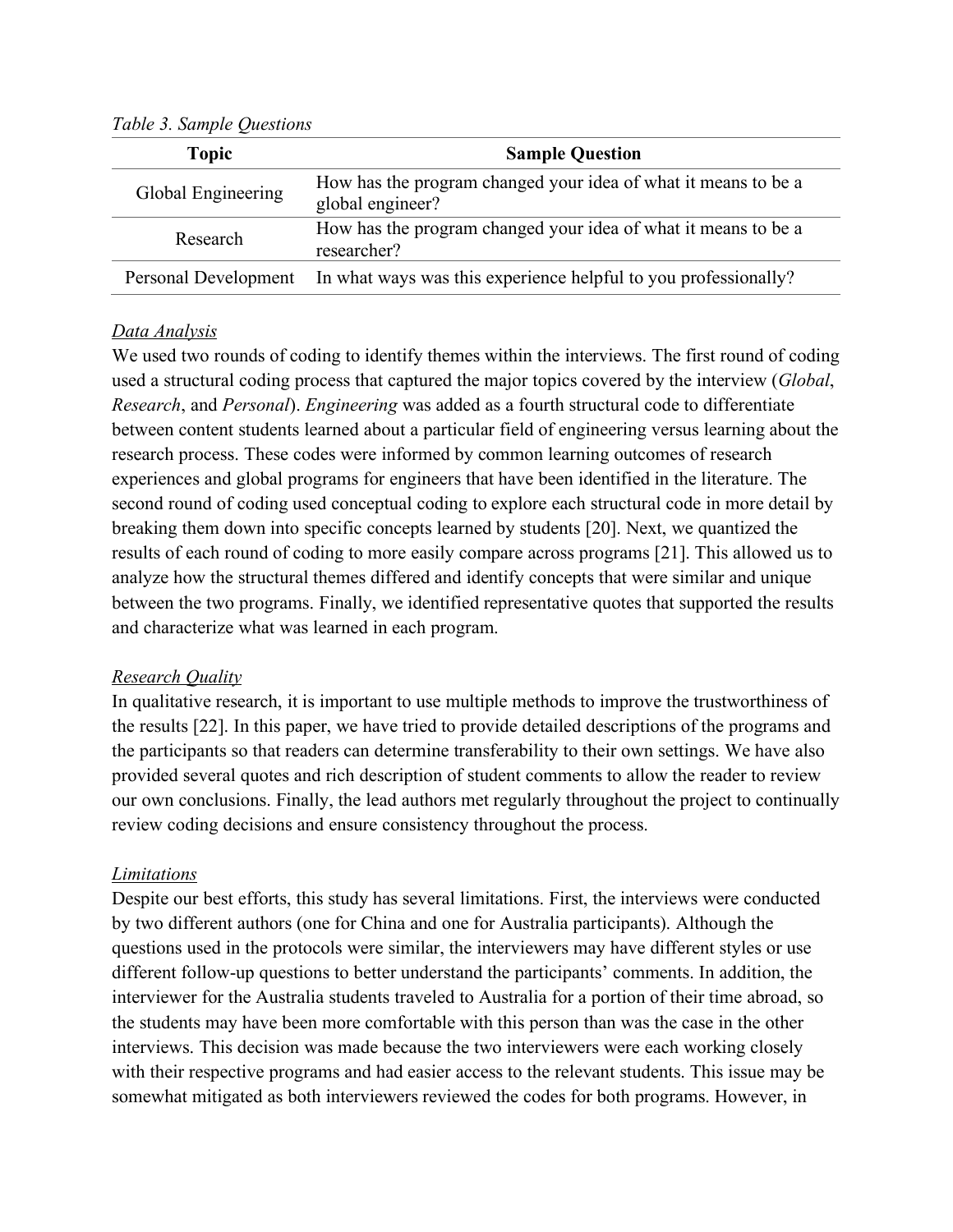*Table 3. Sample Questions*

| Topic | Sample Question |
|---|---|
| Global Engineering | How has the program changed your idea of what it means to be a global engineer? |
| Research | How has the program changed your idea of what it means to be a researcher? |
| Personal Development | In what ways was this experience helpful to you professionally? |

### Data Analysis

We used two rounds of coding to identify themes within the interviews. The first round of coding used a structural coding process that captured the major topics covered by the interview (*Global*, *Research*, and *Personal*). *Engineering* was added as a fourth structural code to differentiate between content students learned about a particular field of engineering versus learning about the research process. These codes were informed by common learning outcomes of research experiences and global programs for engineers that have been identified in the literature. The second round of coding used conceptual coding to explore each structural code in more detail by breaking them down into specific concepts learned by students [20]. Next, we quantized the results of each round of coding to more easily compare across programs [21]. This allowed us to analyze how the structural themes differed and identify concepts that were similar and unique between the two programs. Finally, we identified representative quotes that supported the results and characterize what was learned in each program.

### Research Quality

In qualitative research, it is important to use multiple methods to improve the trustworthiness of the results [22]. In this paper, we have tried to provide detailed descriptions of the programs and the participants so that readers can determine transferability to their own settings. We have also provided several quotes and rich description of student comments to allow the reader to review our own conclusions. Finally, the lead authors met regularly throughout the project to continually review coding decisions and ensure consistency throughout the process.

### Limitations

Despite our best efforts, this study has several limitations. First, the interviews were conducted by two different authors (one for China and one for Australia participants). Although the questions used in the protocols were similar, the interviewers may have different styles or use different follow-up questions to better understand the participants' comments. In addition, the interviewer for the Australia students traveled to Australia for a portion of their time abroad, so the students may have been more comfortable with this person than was the case in the other interviews. This decision was made because the two interviewers were each working closely with their respective programs and had easier access to the relevant students. This issue may be somewhat mitigated as both interviewers reviewed the codes for both programs. However, in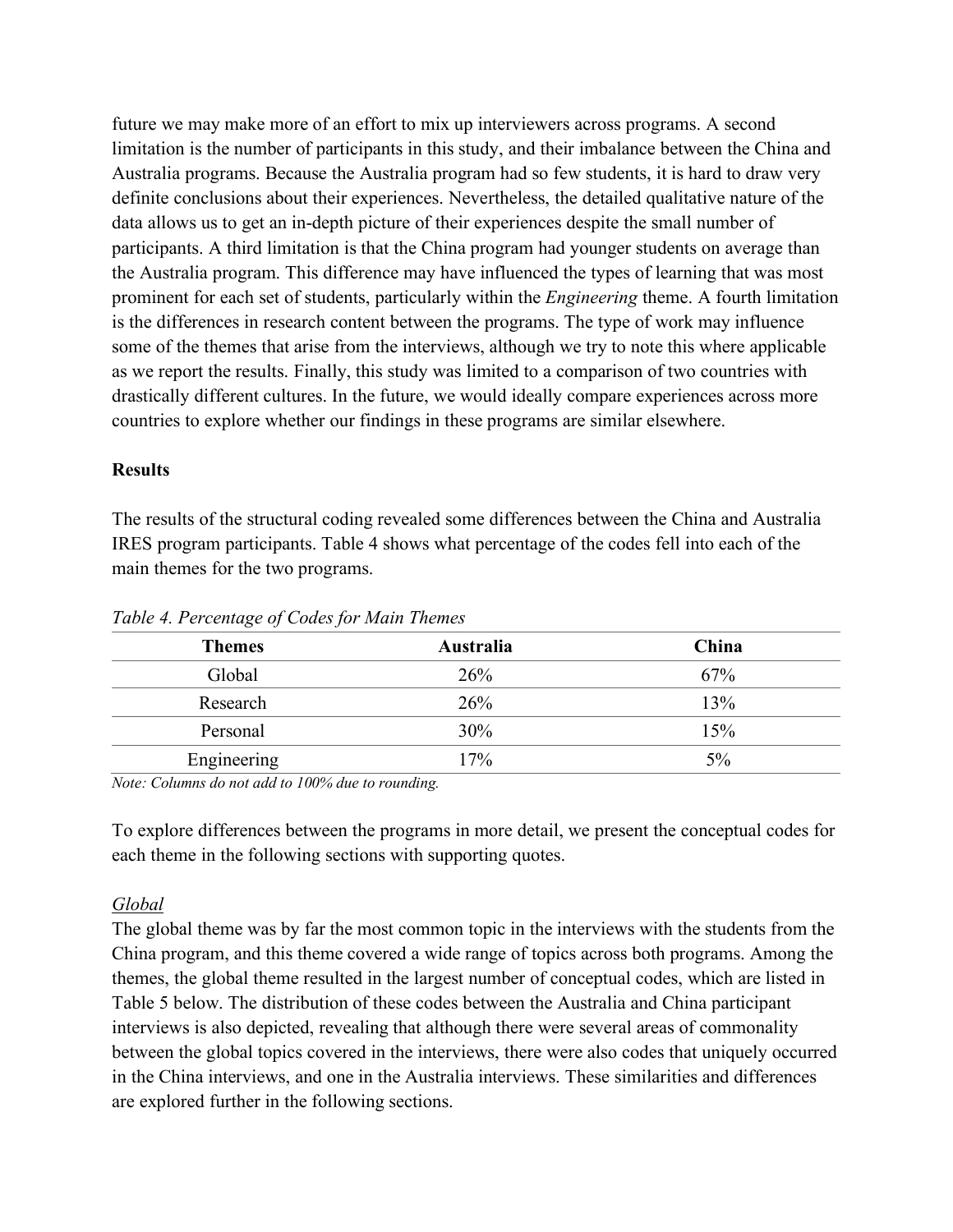future we may make more of an effort to mix up interviewers across programs. A second limitation is the number of participants in this study, and their imbalance between the China and Australia programs. Because the Australia program had so few students, it is hard to draw very definite conclusions about their experiences. Nevertheless, the detailed qualitative nature of the data allows us to get an in-depth picture of their experiences despite the small number of participants. A third limitation is that the China program had younger students on average than the Australia program. This difference may have influenced the types of learning that was most prominent for each set of students, particularly within the *Engineering* theme. A fourth limitation is the differences in research content between the programs. The type of work may influence some of the themes that arise from the interviews, although we try to note this where applicable as we report the results. Finally, this study was limited to a comparison of two countries with drastically different cultures. In the future, we would ideally compare experiences across more countries to explore whether our findings in these programs are similar elsewhere.

**Results**

The results of the structural coding revealed some differences between the China and Australia IRES program participants. Table 4 shows what percentage of the codes fell into each of the main themes for the two programs.

*Table 4. Percentage of Codes for Main Themes*

| Themes | Australia | China |
|---|---|---|
| Global | 26% | 67% |
| Research | 26% | 13% |
| Personal | 30% | 15% |
| Engineering | 17% | 5% |

*Note: Columns do not add to 100% due to rounding.*

To explore differences between the programs in more detail, we present the conceptual codes for each theme in the following sections with supporting quotes.

*Global*

The global theme was by far the most common topic in the interviews with the students from the China program, and this theme covered a wide range of topics across both programs. Among the themes, the global theme resulted in the largest number of conceptual codes, which are listed in Table 5 below. The distribution of these codes between the Australia and China participant interviews is also depicted, revealing that although there were several areas of commonality between the global topics covered in the interviews, there were also codes that uniquely occurred in the China interviews, and one in the Australia interviews. These similarities and differences are explored further in the following sections.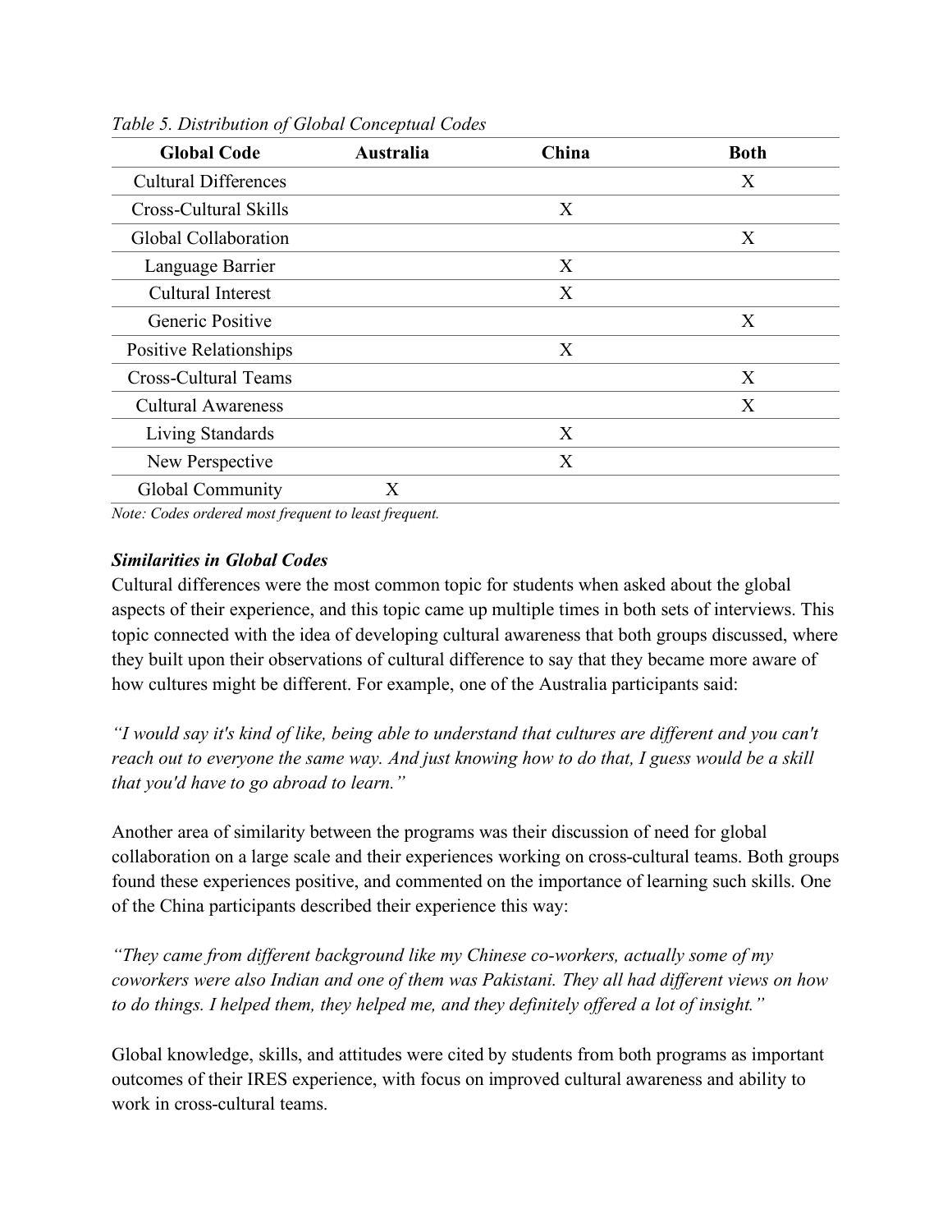*Table 5. Distribution of Global Conceptual Codes*

| Global Code | Australia | China | Both |
|---|---|---|---|
| Cultural Differences | | | X |
| Cross-Cultural Skills | | X | |
| Global Collaboration | | | X |
| Language Barrier | | X | |
| Cultural Interest | | X | |
| Generic Positive | | | X |
| Positive Relationships | | X | |
| Cross-Cultural Teams | | | X |
| Cultural Awareness | | | X |
| Living Standards | | X | |
| New Perspective | | X | |
| Global Community | X | | |

*Note: Codes ordered most frequent to least frequent.*

### *Similarities in Global Codes*

Cultural differences were the most common topic for students when asked about the global aspects of their experience, and this topic came up multiple times in both sets of interviews. This topic connected with the idea of developing cultural awareness that both groups discussed, where they built upon their observations of cultural difference to say that they became more aware of how cultures might be different. For example, one of the Australia participants said:

*"I would say it's kind of like, being able to understand that cultures are different and you can't reach out to everyone the same way. And just knowing how to do that, I guess would be a skill that you'd have to go abroad to learn."*

Another area of similarity between the programs was their discussion of need for global collaboration on a large scale and their experiences working on cross-cultural teams. Both groups found these experiences positive, and commented on the importance of learning such skills. One of the China participants described their experience this way:

*"They came from different background like my Chinese co-workers, actually some of my coworkers were also Indian and one of them was Pakistani. They all had different views on how to do things. I helped them, they helped me, and they definitely offered a lot of insight."*

Global knowledge, skills, and attitudes were cited by students from both programs as important outcomes of their IRES experience, with focus on improved cultural awareness and ability to work in cross-cultural teams.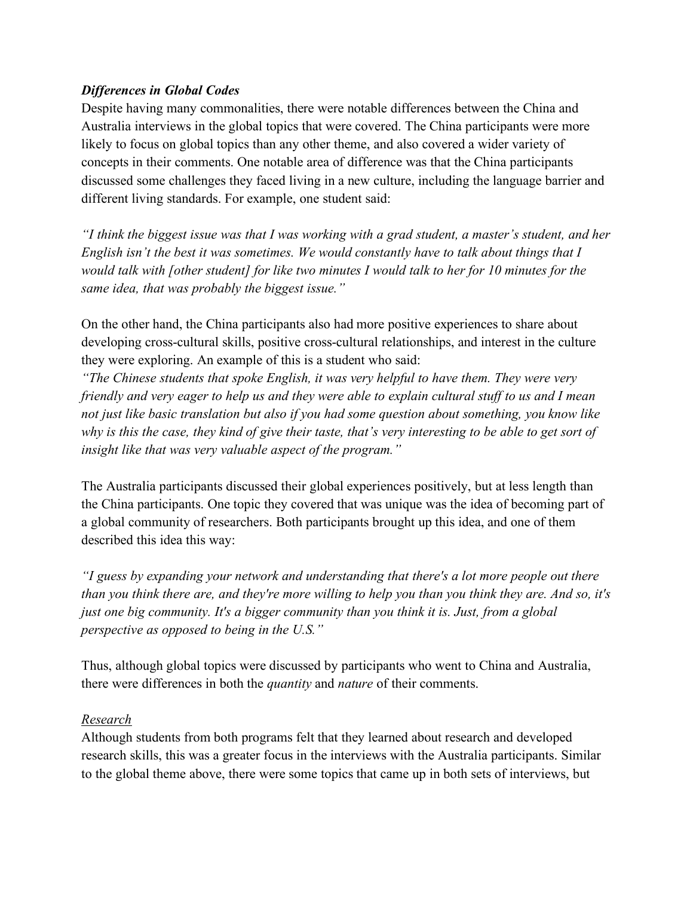### *Differences in Global Codes*

Despite having many commonalities, there were notable differences between the China and Australia interviews in the global topics that were covered. The China participants were more likely to focus on global topics than any other theme, and also covered a wider variety of concepts in their comments. One notable area of difference was that the China participants discussed some challenges they faced living in a new culture, including the language barrier and different living standards. For example, one student said:

*"I think the biggest issue was that I was working with a grad student, a master's student, and her English isn't the best it was sometimes. We would constantly have to talk about things that I would talk with [other student] for like two minutes I would talk to her for 10 minutes for the same idea, that was probably the biggest issue."*

On the other hand, the China participants also had more positive experiences to share about developing cross-cultural skills, positive cross-cultural relationships, and interest in the culture they were exploring. An example of this is a student who said:
*"The Chinese students that spoke English, it was very helpful to have them. They were very friendly and very eager to help us and they were able to explain cultural stuff to us and I mean not just like basic translation but also if you had some question about something, you know like why is this the case, they kind of give their taste, that's very interesting to be able to get sort of insight like that was very valuable aspect of the program."*

The Australia participants discussed their global experiences positively, but at less length than the China participants. One topic they covered that was unique was the idea of becoming part of a global community of researchers. Both participants brought up this idea, and one of them described this idea this way:

*"I guess by expanding your network and understanding that there's a lot more people out there than you think there are, and they're more willing to help you than you think they are. And so, it's just one big community. It's a bigger community than you think it is. Just, from a global perspective as opposed to being in the U.S."*

Thus, although global topics were discussed by participants who went to China and Australia, there were differences in both the *quantity* and *nature* of their comments.

#### <u>Research</u>

Although students from both programs felt that they learned about research and developed research skills, this was a greater focus in the interviews with the Australia participants. Similar to the global theme above, there were some topics that came up in both sets of interviews, but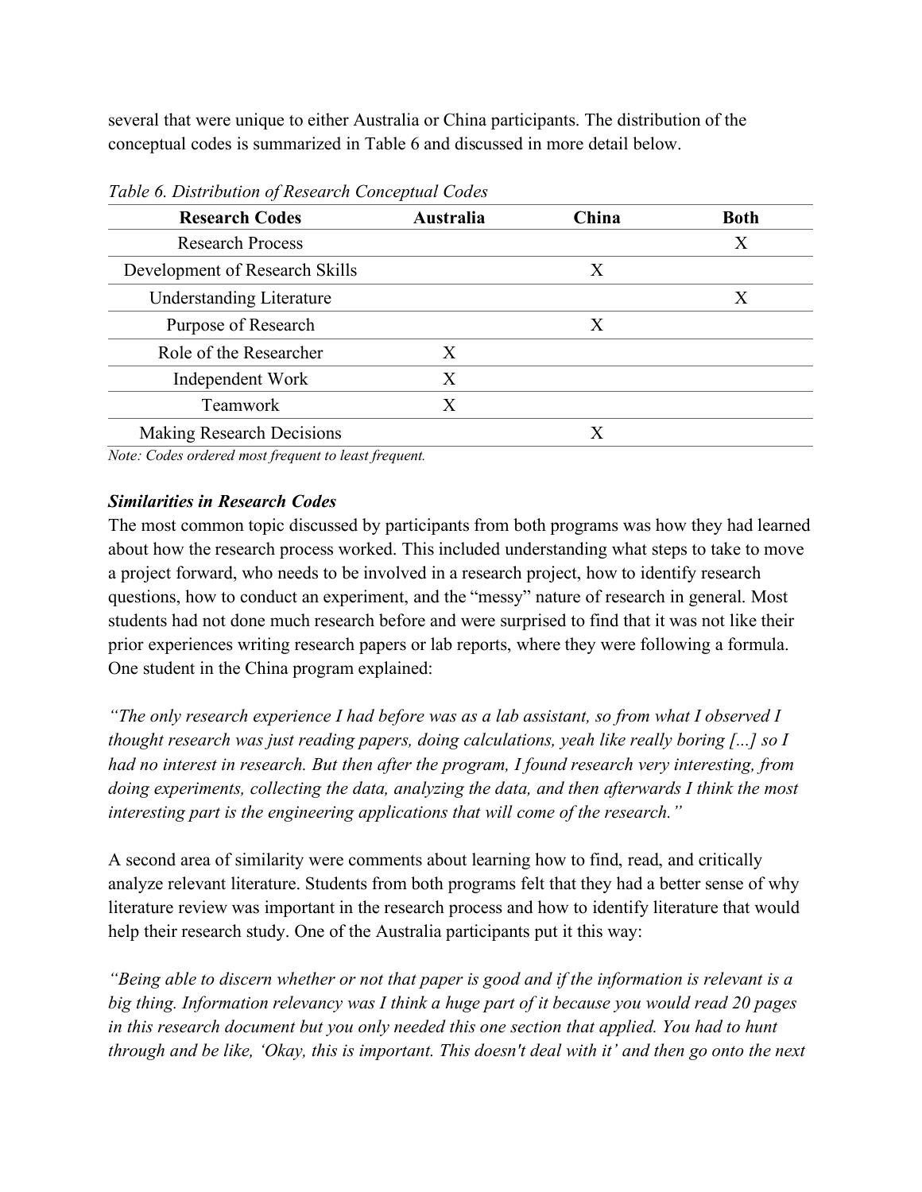several that were unique to either Australia or China participants. The distribution of the conceptual codes is summarized in Table 6 and discussed in more detail below.

*Table 6. Distribution of Research Conceptual Codes*

| Research Codes | Australia | China | Both |
|---|---|---|---|
| Research Process | | | X |
| Development of Research Skills | | X | |
| Understanding Literature | | | X |
| Purpose of Research | | X | |
| Role of the Researcher | X | | |
| Independent Work | X | | |
| Teamwork | X | | |
| Making Research Decisions | | X | |

*Note: Codes ordered most frequent to least frequent.*

***Similarities in Research Codes***

The most common topic discussed by participants from both programs was how they had learned about how the research process worked. This included understanding what steps to take to move a project forward, who needs to be involved in a research project, how to identify research questions, how to conduct an experiment, and the "messy" nature of research in general. Most students had not done much research before and were surprised to find that it was not like their prior experiences writing research papers or lab reports, where they were following a formula. One student in the China program explained:

*"The only research experience I had before was as a lab assistant, so from what I observed I thought research was just reading papers, doing calculations, yeah like really boring [...] so I had no interest in research. But then after the program, I found research very interesting, from doing experiments, collecting the data, analyzing the data, and then afterwards I think the most interesting part is the engineering applications that will come of the research."*

A second area of similarity were comments about learning how to find, read, and critically analyze relevant literature. Students from both programs felt that they had a better sense of why literature review was important in the research process and how to identify literature that would help their research study. One of the Australia participants put it this way:

*"Being able to discern whether or not that paper is good and if the information is relevant is a big thing. Information relevancy was I think a huge part of it because you would read 20 pages in this research document but you only needed this one section that applied. You had to hunt through and be like, 'Okay, this is important. This doesn't deal with it' and then go onto the next*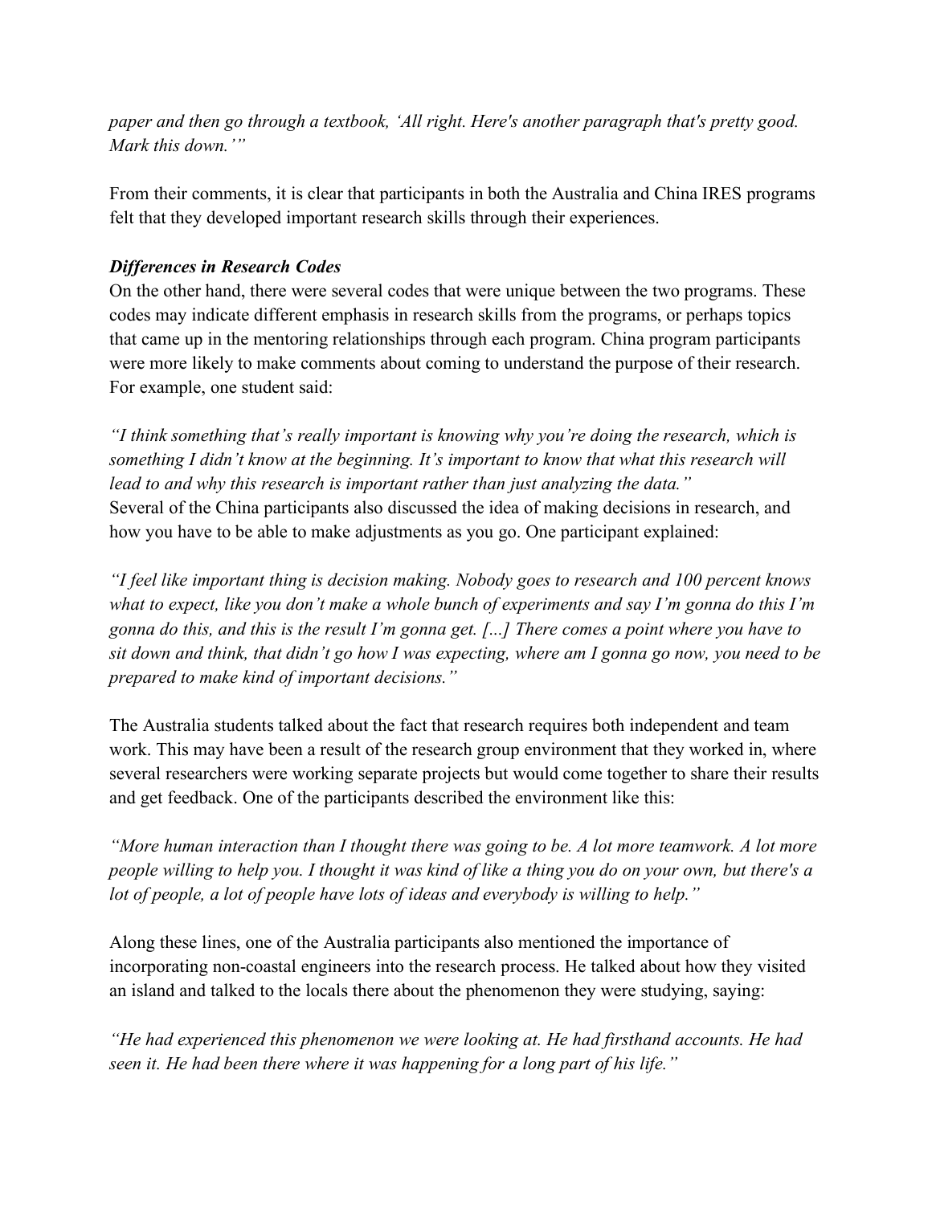*paper and then go through a textbook, ‘All right. Here's another paragraph that's pretty good. Mark this down.’”*

From their comments, it is clear that participants in both the Australia and China IRES programs felt that they developed important research skills through their experiences.

### *Differences in Research Codes*

On the other hand, there were several codes that were unique between the two programs. These codes may indicate different emphasis in research skills from the programs, or perhaps topics that came up in the mentoring relationships through each program. China program participants were more likely to make comments about coming to understand the purpose of their research. For example, one student said:

*“I think something that’s really important is knowing why you’re doing the research, which is something I didn’t know at the beginning. It’s important to know that what this research will lead to and why this research is important rather than just analyzing the data.”*

Several of the China participants also discussed the idea of making decisions in research, and how you have to be able to make adjustments as you go. One participant explained:

*“I feel like important thing is decision making. Nobody goes to research and 100 percent knows what to expect, like you don’t make a whole bunch of experiments and say I’m gonna do this I’m gonna do this, and this is the result I’m gonna get. [...] There comes a point where you have to sit down and think, that didn’t go how I was expecting, where am I gonna go now, you need to be prepared to make kind of important decisions.”*

The Australia students talked about the fact that research requires both independent and team work. This may have been a result of the research group environment that they worked in, where several researchers were working separate projects but would come together to share their results and get feedback. One of the participants described the environment like this:

*“More human interaction than I thought there was going to be. A lot more teamwork. A lot more people willing to help you. I thought it was kind of like a thing you do on your own, but there's a lot of people, a lot of people have lots of ideas and everybody is willing to help.”*

Along these lines, one of the Australia participants also mentioned the importance of incorporating non-coastal engineers into the research process. He talked about how they visited an island and talked to the locals there about the phenomenon they were studying, saying:

*“He had experienced this phenomenon we were looking at. He had firsthand accounts. He had seen it. He had been there where it was happening for a long part of his life.”*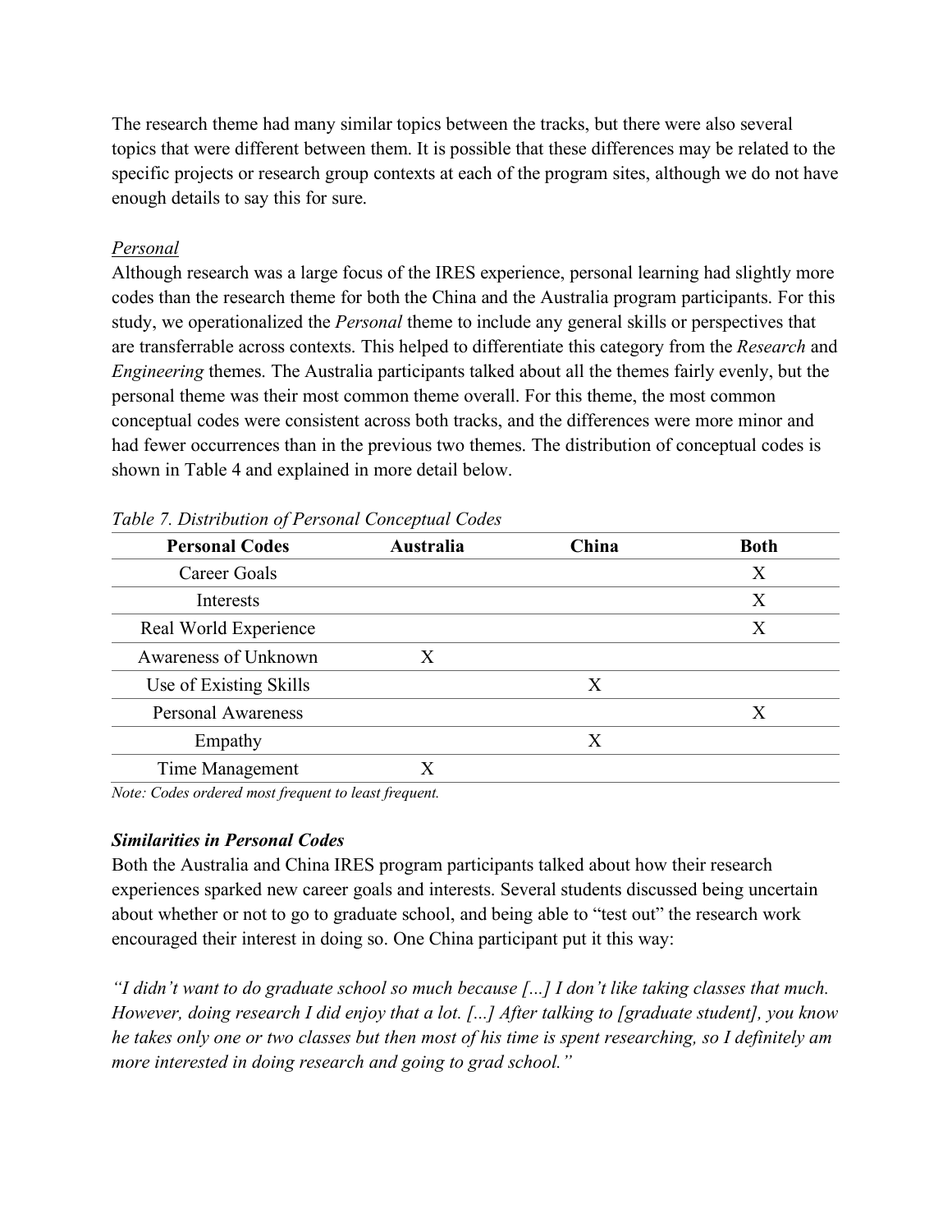The research theme had many similar topics between the tracks, but there were also several topics that were different between them. It is possible that these differences may be related to the specific projects or research group contexts at each of the program sites, although we do not have enough details to say this for sure.

*Personal*

Although research was a large focus of the IRES experience, personal learning had slightly more codes than the research theme for both the China and the Australia program participants. For this study, we operationalized the *Personal* theme to include any general skills or perspectives that are transferrable across contexts. This helped to differentiate this category from the *Research* and *Engineering* themes. The Australia participants talked about all the themes fairly evenly, but the personal theme was their most common theme overall. For this theme, the most common conceptual codes were consistent across both tracks, and the differences were more minor and had fewer occurrences than in the previous two themes. The distribution of conceptual codes is shown in Table 4 and explained in more detail below.

*Table 7. Distribution of Personal Conceptual Codes*

| Personal Codes | Australia | China | Both |
|---|---|---|---|
| Career Goals | | | X |
| Interests | | | X |
| Real World Experience | | | X |
| Awareness of Unknown | X | | |
| Use of Existing Skills | | X | |
| Personal Awareness | | | X |
| Empathy | | X | |
| Time Management | X | | |

*Note: Codes ordered most frequent to least frequent.*

***Similarities in Personal Codes***

Both the Australia and China IRES program participants talked about how their research experiences sparked new career goals and interests. Several students discussed being uncertain about whether or not to go to graduate school, and being able to "test out" the research work encouraged their interest in doing so. One China participant put it this way:

*"I didn't want to do graduate school so much because [...] I don't like taking classes that much. However, doing research I did enjoy that a lot. [...] After talking to [graduate student], you know he takes only one or two classes but then most of his time is spent researching, so I definitely am more interested in doing research and going to grad school."*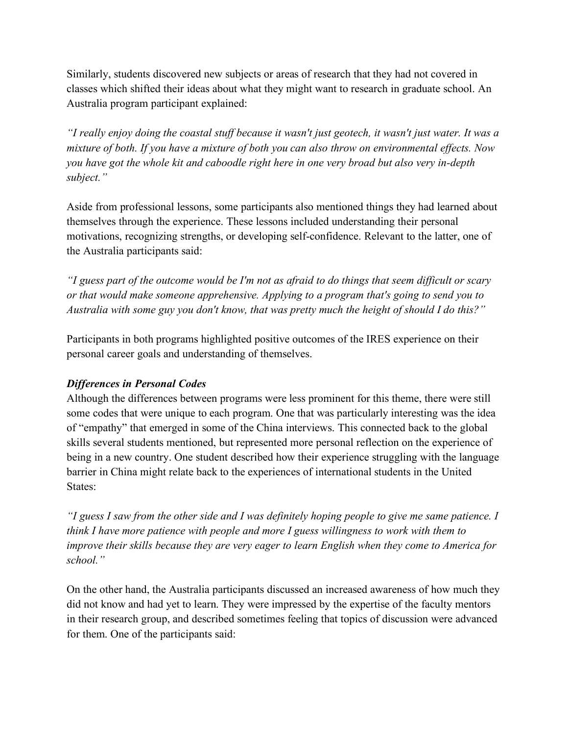Similarly, students discovered new subjects or areas of research that they had not covered in classes which shifted their ideas about what they might want to research in graduate school. An Australia program participant explained:

*"I really enjoy doing the coastal stuff because it wasn't just geotech, it wasn't just water. It was a mixture of both. If you have a mixture of both you can also throw on environmental effects. Now you have got the whole kit and caboodle right here in one very broad but also very in-depth subject."*

Aside from professional lessons, some participants also mentioned things they had learned about themselves through the experience. These lessons included understanding their personal motivations, recognizing strengths, or developing self-confidence. Relevant to the latter, one of the Australia participants said:

*"I guess part of the outcome would be I'm not as afraid to do things that seem difficult or scary or that would make someone apprehensive. Applying to a program that's going to send you to Australia with some guy you don't know, that was pretty much the height of should I do this?"*

Participants in both programs highlighted positive outcomes of the IRES experience on their personal career goals and understanding of themselves.

***Differences in Personal Codes***

Although the differences between programs were less prominent for this theme, there were still some codes that were unique to each program. One that was particularly interesting was the idea of "empathy" that emerged in some of the China interviews. This connected back to the global skills several students mentioned, but represented more personal reflection on the experience of being in a new country. One student described how their experience struggling with the language barrier in China might relate back to the experiences of international students in the United States:

*"I guess I saw from the other side and I was definitely hoping people to give me same patience. I think I have more patience with people and more I guess willingness to work with them to improve their skills because they are very eager to learn English when they come to America for school."*

On the other hand, the Australia participants discussed an increased awareness of how much they did not know and had yet to learn. They were impressed by the expertise of the faculty mentors in their research group, and described sometimes feeling that topics of discussion were advanced for them. One of the participants said: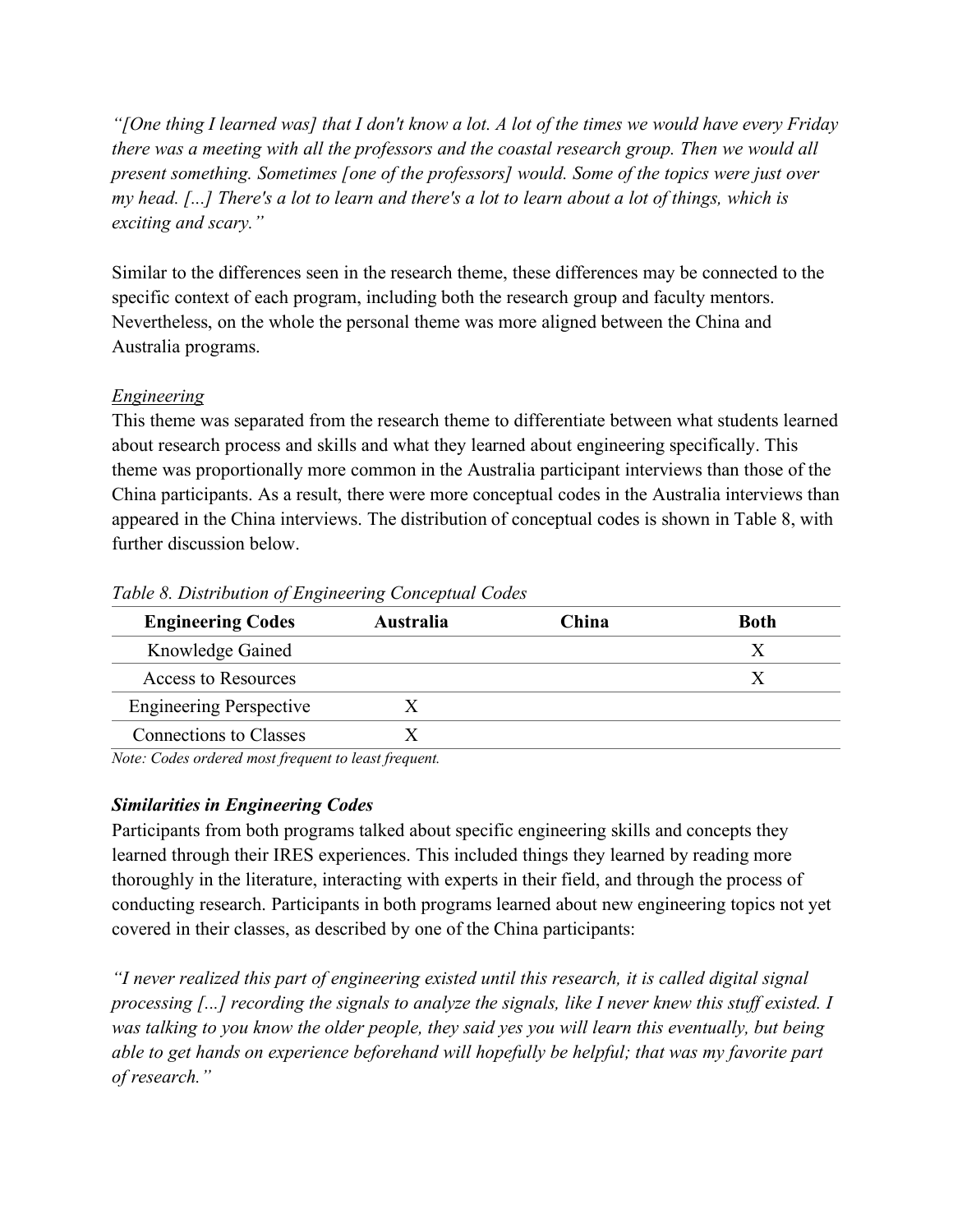*"[One thing I learned was] that I don't know a lot. A lot of the times we would have every Friday there was a meeting with all the professors and the coastal research group. Then we would all present something. Sometimes [one of the professors] would. Some of the topics were just over my head. [...] There's a lot to learn and there's a lot to learn about a lot of things, which is exciting and scary."*

Similar to the differences seen in the research theme, these differences may be connected to the specific context of each program, including both the research group and faculty mentors. Nevertheless, on the whole the personal theme was more aligned between the China and Australia programs.

*Engineering*

This theme was separated from the research theme to differentiate between what students learned about research process and skills and what they learned about engineering specifically. This theme was proportionally more common in the Australia participant interviews than those of the China participants. As a result, there were more conceptual codes in the Australia interviews than appeared in the China interviews. The distribution of conceptual codes is shown in Table 8, with further discussion below.

*Table 8. Distribution of Engineering Conceptual Codes*

| Engineering Codes | Australia | China | Both |
| --- | --- | --- | --- |
| Knowledge Gained | | | X |
| Access to Resources | | | X |
| Engineering Perspective | X | | |
| Connections to Classes | X | | |

*Note: Codes ordered most frequent to least frequent.*

### *Similarities in Engineering Codes*

Participants from both programs talked about specific engineering skills and concepts they learned through their IRES experiences. This included things they learned by reading more thoroughly in the literature, interacting with experts in their field, and through the process of conducting research. Participants in both programs learned about new engineering topics not yet covered in their classes, as described by one of the China participants:

*"I never realized this part of engineering existed until this research, it is called digital signal processing [...] recording the signals to analyze the signals, like I never knew this stuff existed. I was talking to you know the older people, they said yes you will learn this eventually, but being able to get hands on experience beforehand will hopefully be helpful; that was my favorite part of research."*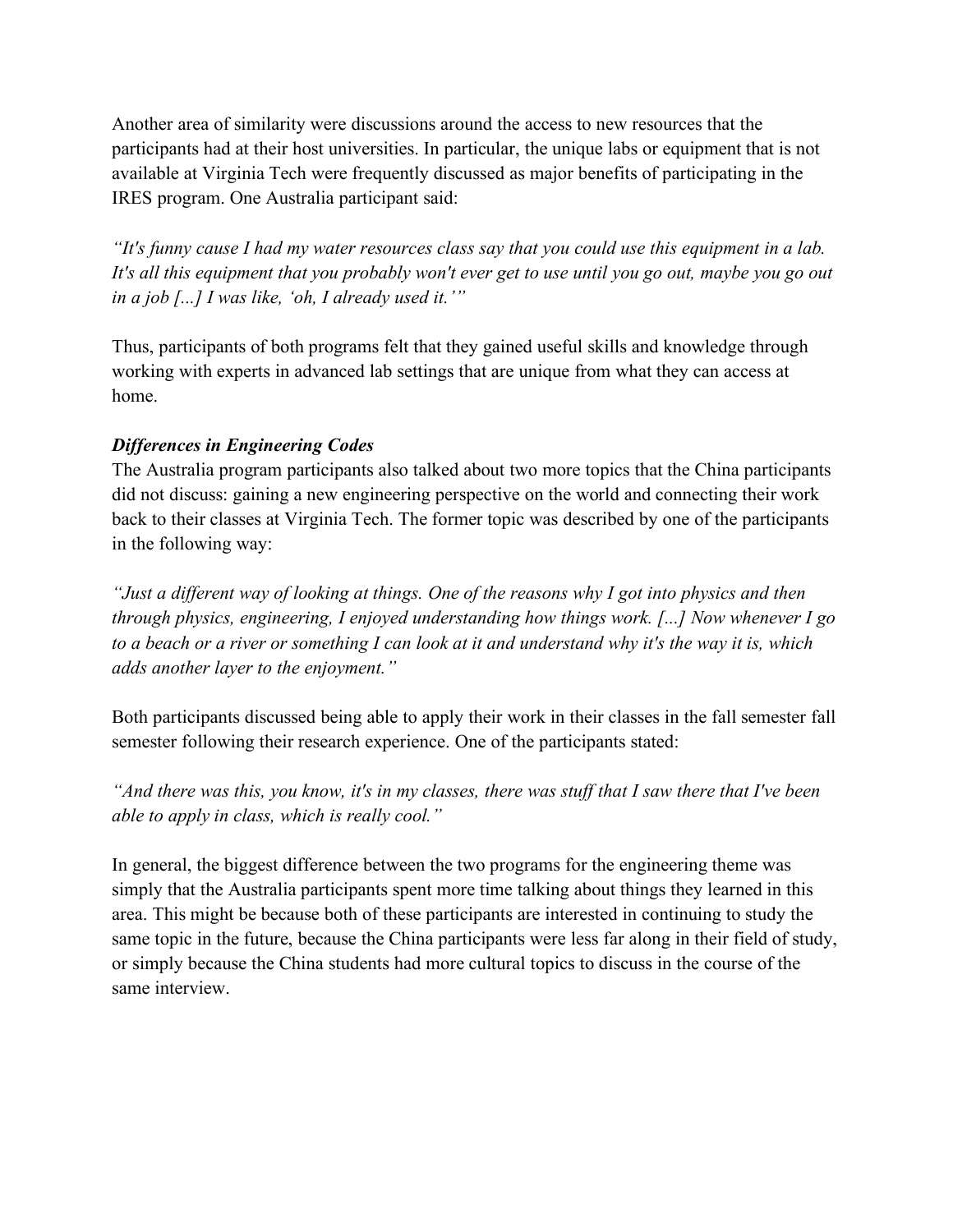Another area of similarity were discussions around the access to new resources that the participants had at their host universities. In particular, the unique labs or equipment that is not available at Virginia Tech were frequently discussed as major benefits of participating in the IRES program. One Australia participant said:

*"It's funny cause I had my water resources class say that you could use this equipment in a lab. It's all this equipment that you probably won't ever get to use until you go out, maybe you go out in a job [...] I was like, 'oh, I already used it.'"*

Thus, participants of both programs felt that they gained useful skills and knowledge through working with experts in advanced lab settings that are unique from what they can access at home.

***Differences in Engineering Codes***

The Australia program participants also talked about two more topics that the China participants did not discuss: gaining a new engineering perspective on the world and connecting their work back to their classes at Virginia Tech. The former topic was described by one of the participants in the following way:

*"Just a different way of looking at things. One of the reasons why I got into physics and then through physics, engineering, I enjoyed understanding how things work. [...] Now whenever I go to a beach or a river or something I can look at it and understand why it's the way it is, which adds another layer to the enjoyment."*

Both participants discussed being able to apply their work in their classes in the fall semester fall semester following their research experience. One of the participants stated:

*"And there was this, you know, it's in my classes, there was stuff that I saw there that I've been able to apply in class, which is really cool."*

In general, the biggest difference between the two programs for the engineering theme was simply that the Australia participants spent more time talking about things they learned in this area. This might be because both of these participants are interested in continuing to study the same topic in the future, because the China participants were less far along in their field of study, or simply because the China students had more cultural topics to discuss in the course of the same interview.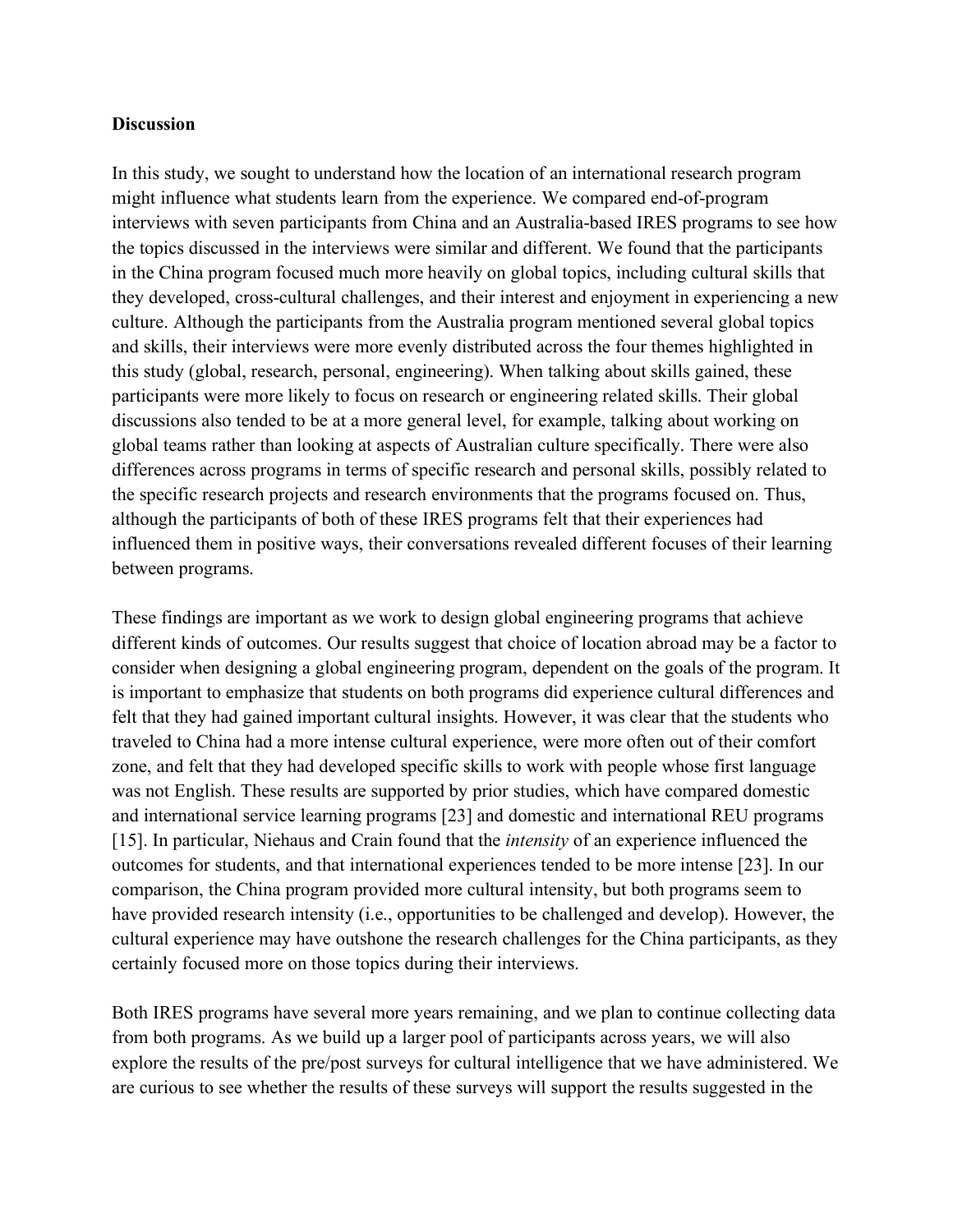**Discussion**

In this study, we sought to understand how the location of an international research program might influence what students learn from the experience. We compared end-of-program interviews with seven participants from China and an Australia-based IRES programs to see how the topics discussed in the interviews were similar and different. We found that the participants in the China program focused much more heavily on global topics, including cultural skills that they developed, cross-cultural challenges, and their interest and enjoyment in experiencing a new culture. Although the participants from the Australia program mentioned several global topics and skills, their interviews were more evenly distributed across the four themes highlighted in this study (global, research, personal, engineering). When talking about skills gained, these participants were more likely to focus on research or engineering related skills. Their global discussions also tended to be at a more general level, for example, talking about working on global teams rather than looking at aspects of Australian culture specifically. There were also differences across programs in terms of specific research and personal skills, possibly related to the specific research projects and research environments that the programs focused on. Thus, although the participants of both of these IRES programs felt that their experiences had influenced them in positive ways, their conversations revealed different focuses of their learning between programs.

These findings are important as we work to design global engineering programs that achieve different kinds of outcomes. Our results suggest that choice of location abroad may be a factor to consider when designing a global engineering program, dependent on the goals of the program. It is important to emphasize that students on both programs did experience cultural differences and felt that they had gained important cultural insights. However, it was clear that the students who traveled to China had a more intense cultural experience, were more often out of their comfort zone, and felt that they had developed specific skills to work with people whose first language was not English. These results are supported by prior studies, which have compared domestic and international service learning programs [23] and domestic and international REU programs [15]. In particular, Niehaus and Crain found that the *intensity* of an experience influenced the outcomes for students, and that international experiences tended to be more intense [23]. In our comparison, the China program provided more cultural intensity, but both programs seem to have provided research intensity (i.e., opportunities to be challenged and develop). However, the cultural experience may have outshone the research challenges for the China participants, as they certainly focused more on those topics during their interviews.

Both IRES programs have several more years remaining, and we plan to continue collecting data from both programs. As we build up a larger pool of participants across years, we will also explore the results of the pre/post surveys for cultural intelligence that we have administered. We are curious to see whether the results of these surveys will support the results suggested in the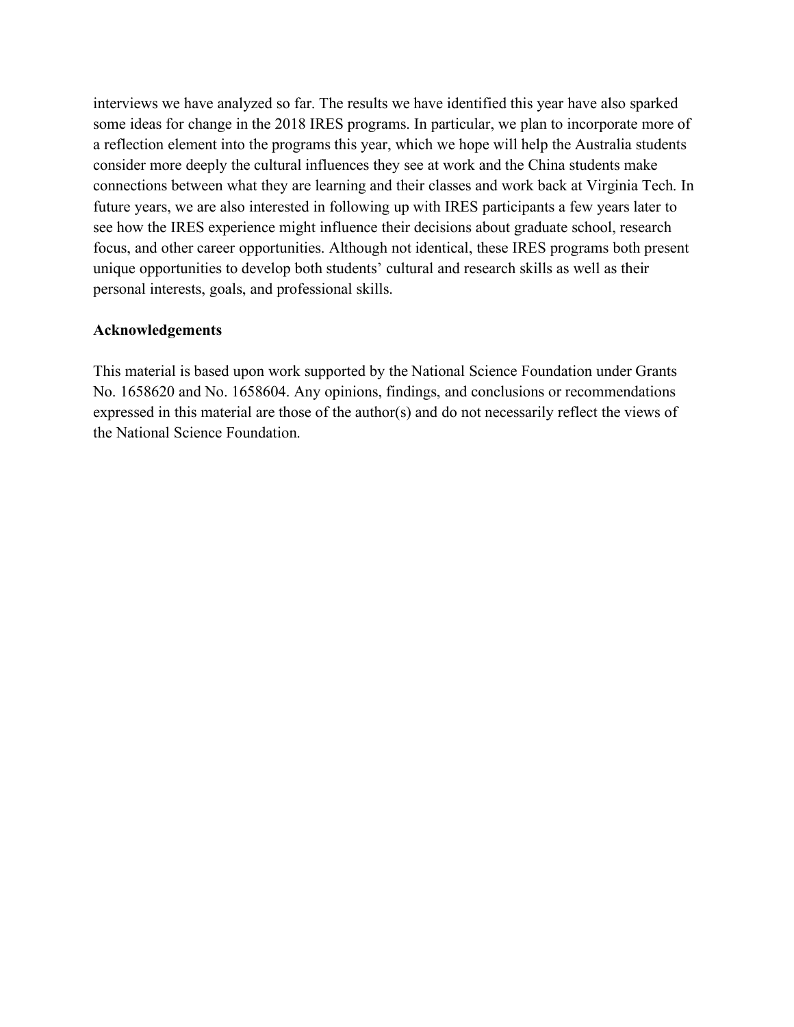interviews we have analyzed so far. The results we have identified this year have also sparked some ideas for change in the 2018 IRES programs. In particular, we plan to incorporate more of a reflection element into the programs this year, which we hope will help the Australia students consider more deeply the cultural influences they see at work and the China students make connections between what they are learning and their classes and work back at Virginia Tech. In future years, we are also interested in following up with IRES participants a few years later to see how the IRES experience might influence their decisions about graduate school, research focus, and other career opportunities. Although not identical, these IRES programs both present unique opportunities to develop both students' cultural and research skills as well as their personal interests, goals, and professional skills.

## Acknowledgements

This material is based upon work supported by the National Science Foundation under Grants No. 1658620 and No. 1658604. Any opinions, findings, and conclusions or recommendations expressed in this material are those of the author(s) and do not necessarily reflect the views of the National Science Foundation.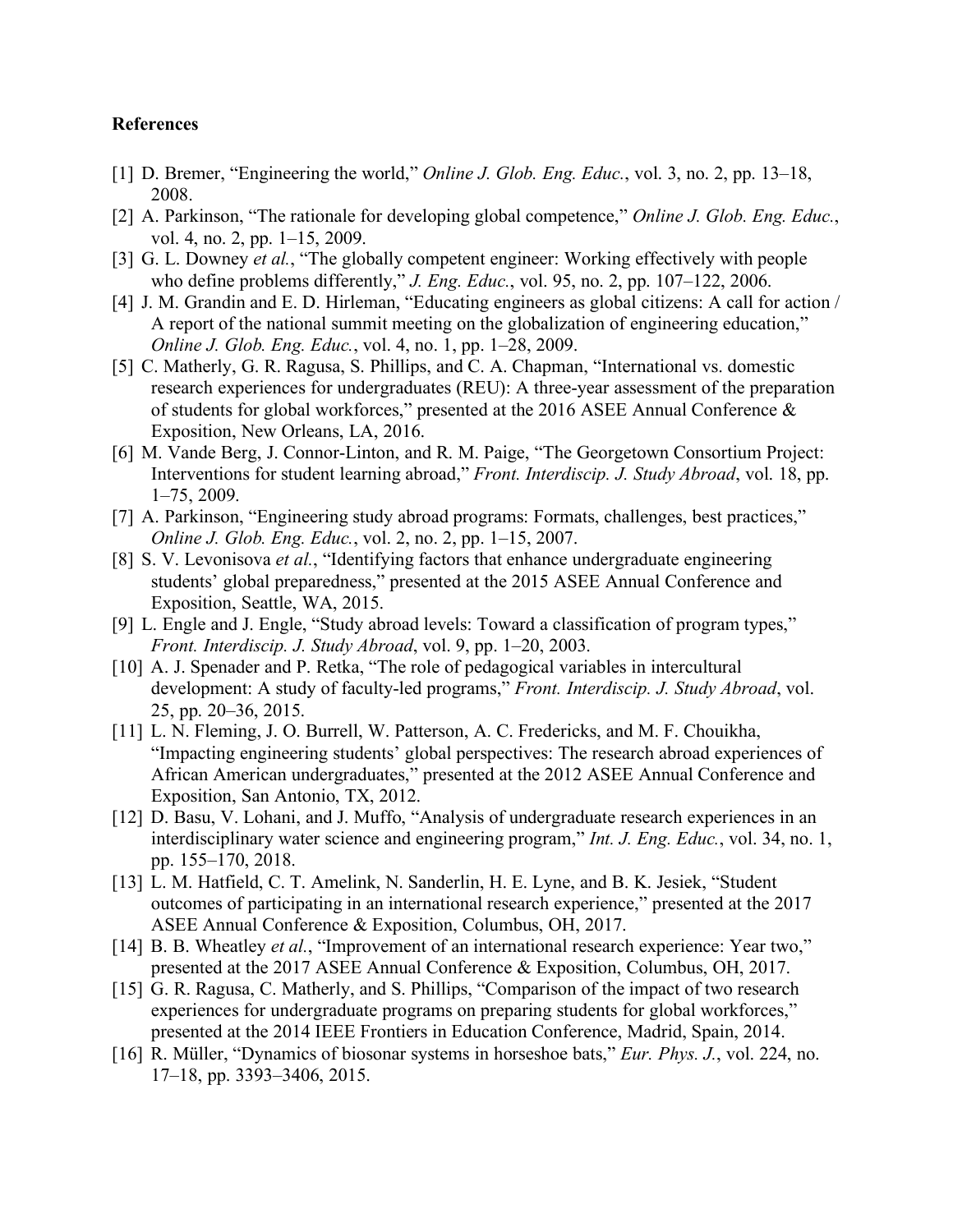**References**

[1] D. Bremer, "Engineering the world," *Online J. Glob. Eng. Educ.*, vol. 3, no. 2, pp. 13–18, 2008.

[2] A. Parkinson, "The rationale for developing global competence," *Online J. Glob. Eng. Educ.*, vol. 4, no. 2, pp. 1–15, 2009.

[3] G. L. Downey *et al.*, "The globally competent engineer: Working effectively with people who define problems differently," *J. Eng. Educ.*, vol. 95, no. 2, pp. 107–122, 2006.

[4] J. M. Grandin and E. D. Hirleman, "Educating engineers as global citizens: A call for action / A report of the national summit meeting on the globalization of engineering education," *Online J. Glob. Eng. Educ.*, vol. 4, no. 1, pp. 1–28, 2009.

[5] C. Matherly, G. R. Ragusa, S. Phillips, and C. A. Chapman, "International vs. domestic research experiences for undergraduates (REU): A three-year assessment of the preparation of students for global workforces," presented at the 2016 ASEE Annual Conference & Exposition, New Orleans, LA, 2016.

[6] M. Vande Berg, J. Connor-Linton, and R. M. Paige, "The Georgetown Consortium Project: Interventions for student learning abroad," *Front. Interdiscip. J. Study Abroad*, vol. 18, pp. 1–75, 2009.

[7] A. Parkinson, "Engineering study abroad programs: Formats, challenges, best practices," *Online J. Glob. Eng. Educ.*, vol. 2, no. 2, pp. 1–15, 2007.

[8] S. V. Levonisova *et al.*, "Identifying factors that enhance undergraduate engineering students' global preparedness," presented at the 2015 ASEE Annual Conference and Exposition, Seattle, WA, 2015.

[9] L. Engle and J. Engle, "Study abroad levels: Toward a classification of program types," *Front. Interdiscip. J. Study Abroad*, vol. 9, pp. 1–20, 2003.

[10] A. J. Spenader and P. Retka, "The role of pedagogical variables in intercultural development: A study of faculty-led programs," *Front. Interdiscip. J. Study Abroad*, vol. 25, pp. 20–36, 2015.

[11] L. N. Fleming, J. O. Burrell, W. Patterson, A. C. Fredericks, and M. F. Chouikha, "Impacting engineering students' global perspectives: The research abroad experiences of African American undergraduates," presented at the 2012 ASEE Annual Conference and Exposition, San Antonio, TX, 2012.

[12] D. Basu, V. Lohani, and J. Muffo, "Analysis of undergraduate research experiences in an interdisciplinary water science and engineering program," *Int. J. Eng. Educ.*, vol. 34, no. 1, pp. 155–170, 2018.

[13] L. M. Hatfield, C. T. Amelink, N. Sanderlin, H. E. Lyne, and B. K. Jesiek, "Student outcomes of participating in an international research experience," presented at the 2017 ASEE Annual Conference & Exposition, Columbus, OH, 2017.

[14] B. B. Wheatley *et al.*, "Improvement of an international research experience: Year two," presented at the 2017 ASEE Annual Conference & Exposition, Columbus, OH, 2017.

[15] G. R. Ragusa, C. Matherly, and S. Phillips, "Comparison of the impact of two research experiences for undergraduate programs on preparing students for global workforces," presented at the 2014 IEEE Frontiers in Education Conference, Madrid, Spain, 2014.

[16] R. Müller, "Dynamics of biosonar systems in horseshoe bats," *Eur. Phys. J.*, vol. 224, no. 17–18, pp. 3393–3406, 2015.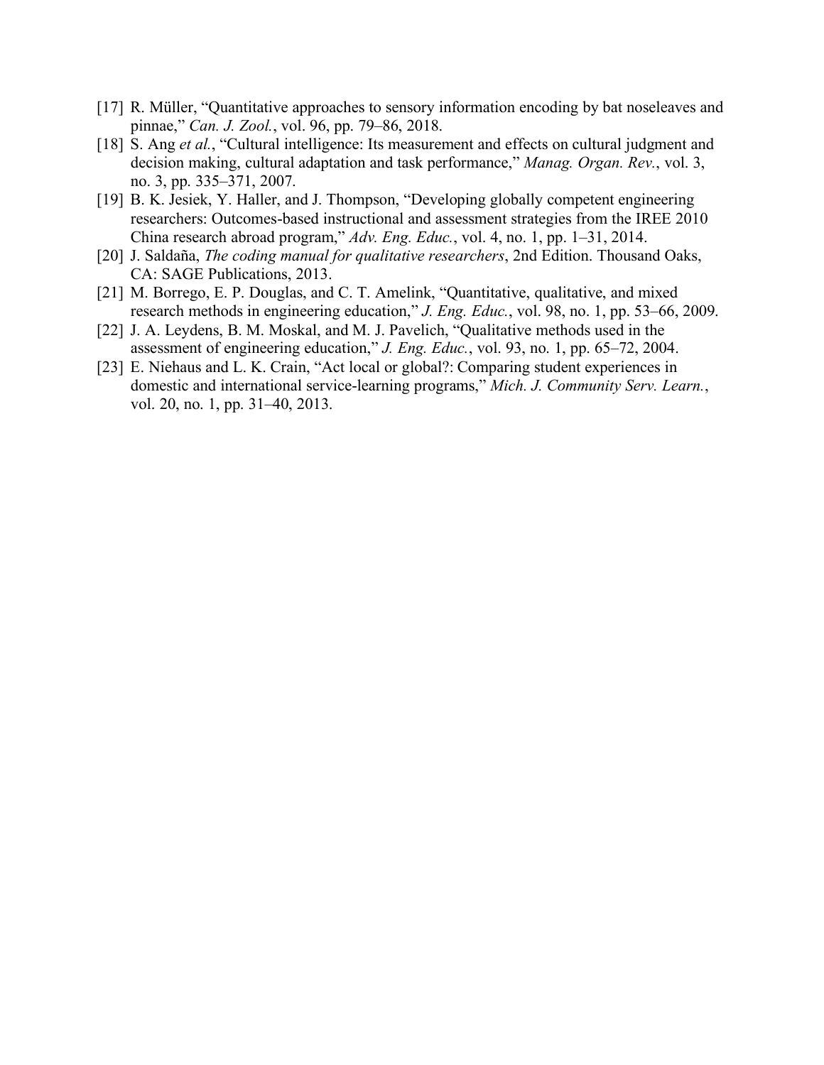[17] R. Müller, "Quantitative approaches to sensory information encoding by bat noseleaves and pinnae," *Can. J. Zool.*, vol. 96, pp. 79–86, 2018.

[18] S. Ang *et al.*, "Cultural intelligence: Its measurement and effects on cultural judgment and decision making, cultural adaptation and task performance," *Manag. Organ. Rev.*, vol. 3, no. 3, pp. 335–371, 2007.

[19] B. K. Jesiek, Y. Haller, and J. Thompson, "Developing globally competent engineering researchers: Outcomes-based instructional and assessment strategies from the IREE 2010 China research abroad program," *Adv. Eng. Educ.*, vol. 4, no. 1, pp. 1–31, 2014.

[20] J. Saldaña, *The coding manual for qualitative researchers*, 2nd Edition. Thousand Oaks, CA: SAGE Publications, 2013.

[21] M. Borrego, E. P. Douglas, and C. T. Amelink, "Quantitative, qualitative, and mixed research methods in engineering education," *J. Eng. Educ.*, vol. 98, no. 1, pp. 53–66, 2009.

[22] J. A. Leydens, B. M. Moskal, and M. J. Pavelich, "Qualitative methods used in the assessment of engineering education," *J. Eng. Educ.*, vol. 93, no. 1, pp. 65–72, 2004.

[23] E. Niehaus and L. K. Crain, "Act local or global?: Comparing student experiences in domestic and international service-learning programs," *Mich. J. Community Serv. Learn.*, vol. 20, no. 1, pp. 31–40, 2013.